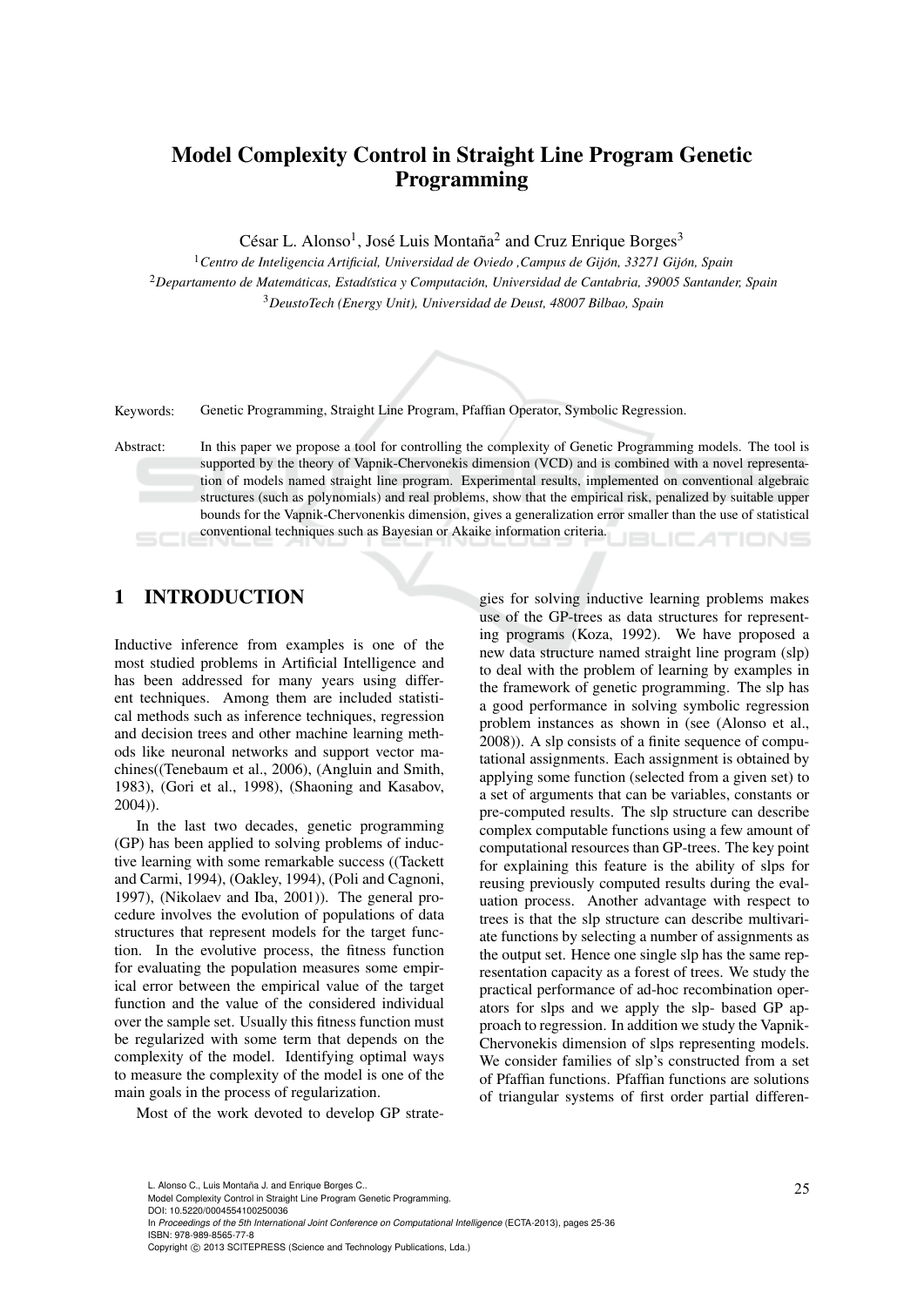# Model Complexity Control in Straight Line Program Genetic Programming

César L. Alonso[1], José Luis Montaña[2] and Cruz Enrique Borges[3]

[1]*Centro de Inteligencia Artificial, Universidad de Oviedo ,Campus de Gijón, 33271 Gijón, Spain*
[2]*Departamento de Matemáticas, Estadística y Computación, Universidad de Cantabria, 39005 Santander, Spain*
[3]*DeustoTech (Energy Unit), Universidad de Deust, 48007 Bilbao, Spain*

Keywords: Genetic Programming, Straight Line Program, Pfaffian Operator, Symbolic Regression.

Abstract: In this paper we propose a tool for controlling the complexity of Genetic Programming models. The tool is supported by the theory of Vapnik-Chervonekis dimension (VCD) and is combined with a novel representation of models named straight line program. Experimental results, implemented on conventional algebraic structures (such as polynomials) and real problems, show that the empirical risk, penalized by suitable upper bounds for the Vapnik-Chervonenkis dimension, gives a generalization error smaller than the use of statistical conventional techniques such as Bayesian or Akaike information criteria.

## 1 INTRODUCTION

Inductive inference from examples is one of the most studied problems in Artificial Intelligence and has been addressed for many years using different techniques. Among them are included statistical methods such as inference techniques, regression and decision trees and other machine learning methods like neuronal networks and support vector machines((Tenebaum et al., 2006), (Angluin and Smith, 1983), (Gori et al., 1998), (Shaoning and Kasabov, 2004)).

In the last two decades, genetic programming (GP) has been applied to solving problems of inductive learning with some remarkable success ((Tackett and Carmi, 1994), (Oakley, 1994), (Poli and Cagnoni, 1997), (Nikolaev and Iba, 2001)). The general procedure involves the evolution of populations of data structures that represent models for the target function. In the evolutive process, the fitness function for evaluating the population measures some empirical error between the empirical value of the target function and the value of the considered individual over the sample set. Usually this fitness function must be regularized with some term that depends on the complexity of the model. Identifying optimal ways to measure the complexity of the model is one of the main goals in the process of regularization.

Most of the work devoted to develop GP strategies for solving inductive learning problems makes use of the GP-trees as data structures for representing programs (Koza, 1992). We have proposed a new data structure named straight line program (slp) to deal with the problem of learning by examples in the framework of genetic programming. The slp has a good performance in solving symbolic regression problem instances as shown in (see (Alonso et al., 2008)). A slp consists of a finite sequence of computational assignments. Each assignment is obtained by applying some function (selected from a given set) to a set of arguments that can be variables, constants or pre-computed results. The slp structure can describe complex computable functions using a few amount of computational resources than GP-trees. The key point for explaining this feature is the ability of slps for reusing previously computed results during the evaluation process. Another advantage with respect to trees is that the slp structure can describe multivariate functions by selecting a number of assignments as the output set. Hence one single slp has the same representation capacity as a forest of trees. We study the practical performance of ad-hoc recombination operators for slps and we apply the slp- based GP approach to regression. In addition we study the Vapnik-Chervonekis dimension of slps representing models. We consider families of slp's constructed from a set of Pfaffian functions. Pfaffian functions are solutions of triangular systems of first order partial differen-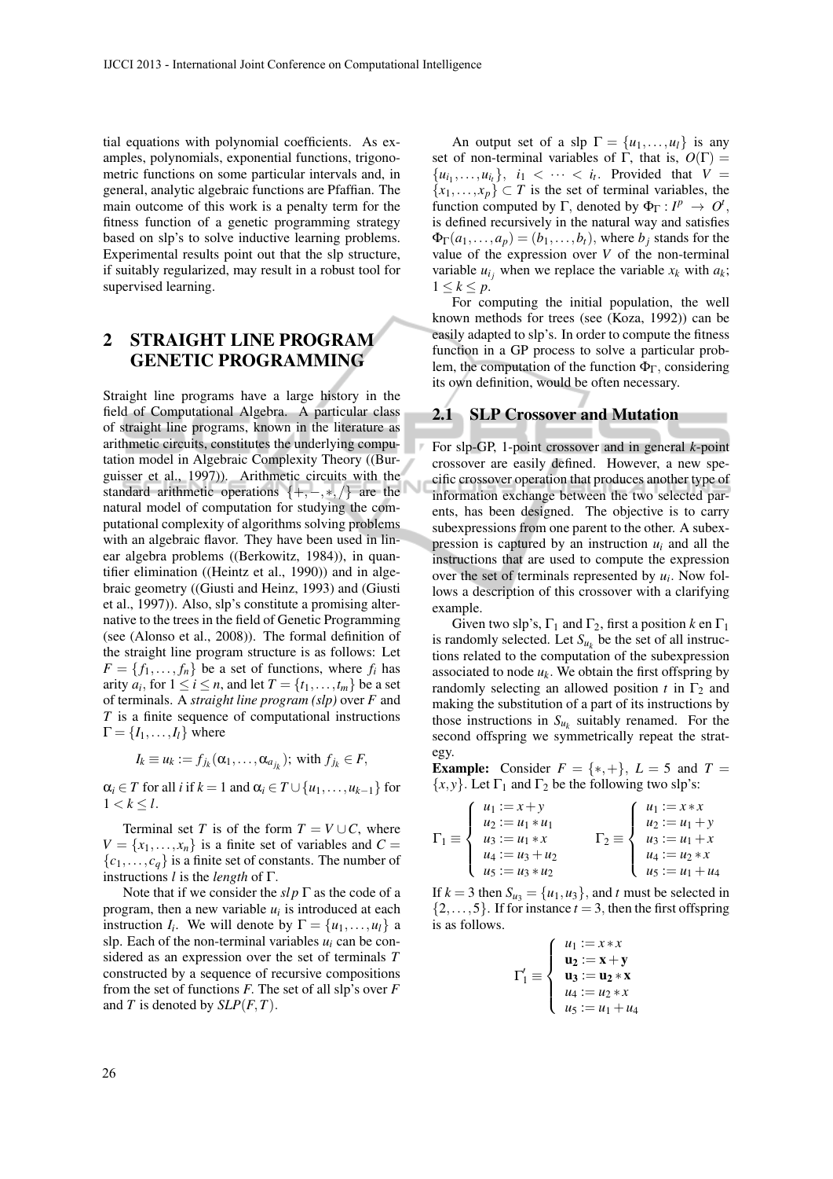tial equations with polynomial coefficients. As examples, polynomials, exponential functions, trigonometric functions on some particular intervals and, in general, analytic algebraic functions are Pfaffian. The main outcome of this work is a penalty term for the fitness function of a genetic programming strategy based on slp's to solve inductive learning problems. Experimental results point out that the slp structure, if suitably regularized, may result in a robust tool for supervised learning.

## 2 STRAIGHT LINE PROGRAM GENETIC PROGRAMMING

Straight line programs have a large history in the field of Computational Algebra. A particular class of straight line programs, known in the literature as arithmetic circuits, constitutes the underlying computation model in Algebraic Complexity Theory ((Burguisser et al., 1997)). Arithmetic circuits with the standard arithmetic operations $\{+,-,*,/\}$ are the natural model of computation for studying the computational complexity of algorithms solving problems with an algebraic flavor. They have been used in linear algebra problems ((Berkowitz, 1984)), in quantifier elimination ((Heintz et al., 1990)) and in algebraic geometry ((Giusti and Heinz, 1993) and (Giusti et al., 1997)). Also, slp's constitute a promising alternative to the trees in the field of Genetic Programming (see (Alonso et al., 2008)). The formal definition of the straight line program structure is as follows: Let $F = \{f_1, \ldots, f_n\}$ be a set of functions, where $f_i$ has arity $a_i$, for $1 \leq i \leq n$, and let $T = \{t_1, \ldots, t_m\}$ be a set of terminals. A *straight line program (slp)* over $F$ and $T$ is a finite sequence of computational instructions $\Gamma = \{I_1, \ldots, I_l\}$ where

$$I_k \equiv u_k := f_{j_k}(\alpha_1, \ldots, \alpha_{a_{j_k}}); \text{ with } f_{j_k} \in F,$$

$\alpha_i \in T$ for all $i$ if $k = 1$ and $\alpha_i \in T \cup \{u_1, \ldots, u_{k-1}\}$ for $1 < k \leq l$.

Terminal set $T$ is of the form $T = V \cup C$, where $V = \{x_1, \ldots, x_n\}$ is a finite set of variables and $C = \{c_1, \ldots, c_q\}$ is a finite set of constants. The number of instructions $l$ is the *length* of $\Gamma$.

Note that if we consider the $slp\ \Gamma$ as the code of a program, then a new variable $u_i$ is introduced at each instruction $I_i$. We will denote by $\Gamma = \{u_1, \ldots, u_l\}$ a slp. Each of the non-terminal variables $u_i$ can be considered as an expression over the set of terminals $T$ constructed by a sequence of recursive compositions from the set of functions $F$. The set of all slp's over $F$ and $T$ is denoted by $SLP(F,T)$.

An output set of a slp $\Gamma = \{u_1, \ldots, u_l\}$ is any set of non-terminal variables of $\Gamma$, that is, $O(\Gamma) = \{u_{i_1}, \ldots, u_{i_t}\}$, $i_1 < \cdots < i_t$. Provided that $V = \{x_1, \ldots, x_p\} \subset T$ is the set of terminal variables, the function computed by $\Gamma$, denoted by $\Phi_\Gamma : I^p \rightarrow O^t$, is defined recursively in the natural way and satisfies $\Phi_\Gamma(a_1, \ldots, a_p) = (b_1, \ldots, b_t)$, where $b_j$ stands for the value of the expression over $V$ of the non-terminal variable $u_{i_j}$ when we replace the variable $x_k$ with $a_k$; $1 \leq k \leq p$.

For computing the initial population, the well known methods for trees (see (Koza, 1992)) can be easily adapted to slp's. In order to compute the fitness function in a GP process to solve a particular problem, the computation of the function $\Phi_\Gamma$, considering its own definition, would be often necessary.

### 2.1 SLP Crossover and Mutation

For slp-GP, 1-point crossover and in general $k$-point crossover are easily defined. However, a new specific crossover operation that produces another type of information exchange between the two selected parents, has been designed. The objective is to carry subexpressions from one parent to the other. A subexpression is captured by an instruction $u_i$ and all the instructions that are used to compute the expression over the set of terminals represented by $u_i$. Now follows a description of this crossover with a clarifying example.

Given two slp's, $\Gamma_1$ and $\Gamma_2$, first a position $k$ en $\Gamma_1$ is randomly selected. Let $S_{u_k}$ be the set of all instructions related to the computation of the subexpression associated to node $u_k$. We obtain the first offspring by randomly selecting an allowed position $t$ in $\Gamma_2$ and making the substitution of a part of its instructions by those instructions in $S_{u_k}$ suitably renamed. For the second offspring we symmetrically repeat the strategy.

**Example:** Consider $F = \{*,+\}$, $L = 5$ and $T = \{x,y\}$. Let $\Gamma_1$ and $\Gamma_2$ be the following two slp's:

$$\Gamma_1 \equiv \begin{cases} u_1 := x + y \\ u_2 := u_1 * u_1 \\ u_3 := u_1 * x \\ u_4 := u_3 + u_2 \\ u_5 := u_3 * u_2 \end{cases} \qquad \Gamma_2 \equiv \begin{cases} u_1 := x * x \\ u_2 := u_1 + y \\ u_3 := u_1 + x \\ u_4 := u_2 * x \\ u_5 := u_1 + u_4 \end{cases}$$

If $k = 3$ then $S_{u_3} = \{u_1, u_3\}$, and $t$ must be selected in $\{2, \ldots, 5\}$. If for instance $t = 3$, then the first offspring is as follows.

$$\Gamma_1' \equiv \begin{cases} u_1 := x * x \\ \mathbf{u_2 := x + y} \\ \mathbf{u_3 := u_2 * x} \\ u_4 := u_2 * x \\ u_5 := u_1 + u_4 \end{cases}$$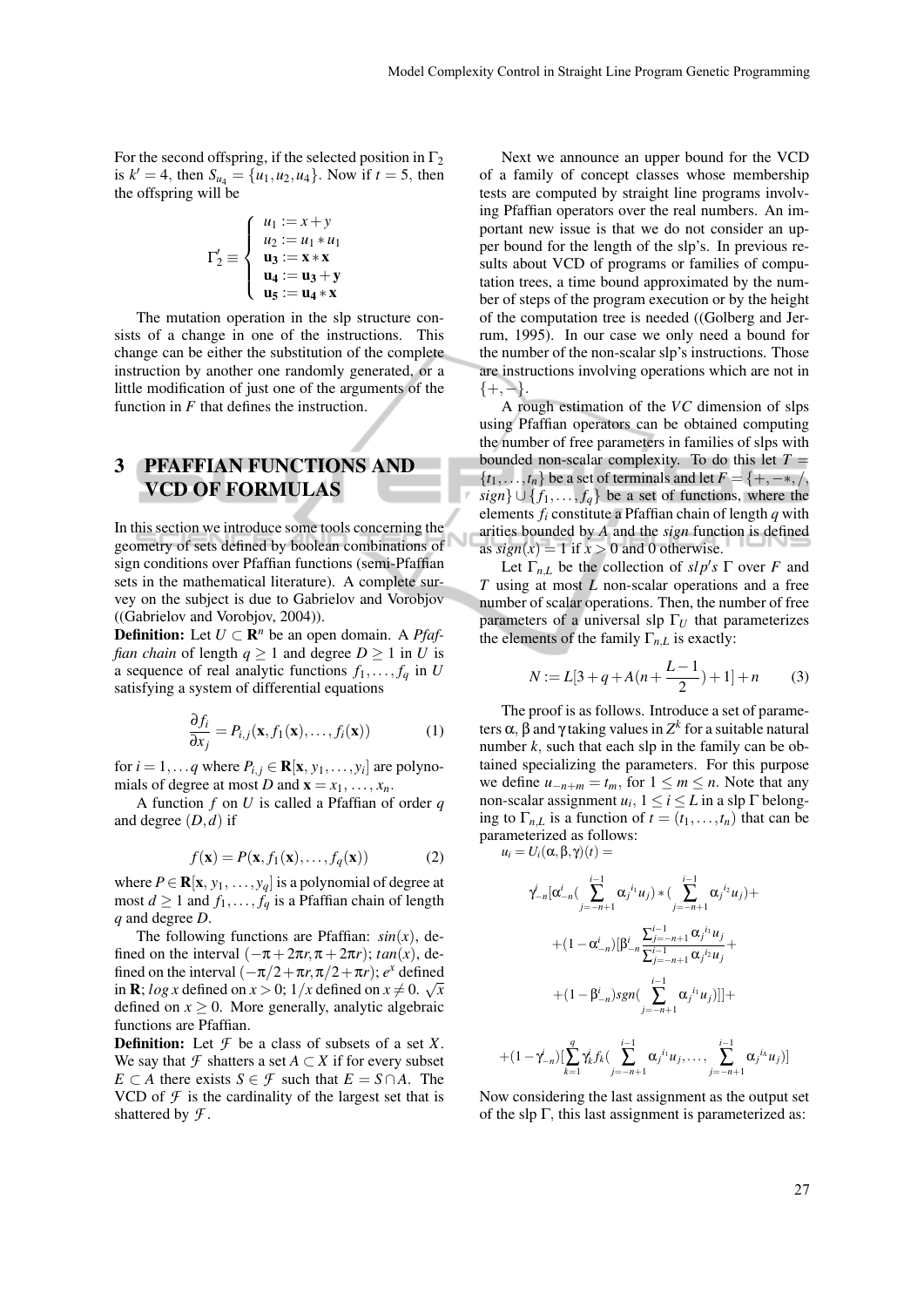For the second offspring, if the selected position in $\Gamma_2$ is $k' = 4$, then $S_{u_4} = \{u_1, u_2, u_4\}$. Now if $t = 5$, then the offspring will be

$$\Gamma_2' \equiv \begin{cases} u_1 := x + y \\ u_2 := u_1 * u_1 \\ \mathbf{u_3} := \mathbf{x} * \mathbf{x} \\ \mathbf{u_4} := \mathbf{u_3} + \mathbf{y} \\ \mathbf{u_5} := \mathbf{u_4} * \mathbf{x} \end{cases}$$

The mutation operation in the slp structure consists of a change in one of the instructions. This change can be either the substitution of the complete instruction by another one randomly generated, or a little modification of just one of the arguments of the function in $F$ that defines the instruction.

## 3 PFAFFIAN FUNCTIONS AND VCD OF FORMULAS

In this section we introduce some tools concerning the geometry of sets defined by boolean combinations of sign conditions over Pfaffian functions (semi-Pfaffian sets in the mathematical literature). A complete survey on the subject is due to Gabrielov and Vorobjov ((Gabrielov and Vorobjov, 2004)).

**Definition:** Let $U \subset \mathbf{R}^n$ be an open domain. A *Pfaffian chain* of length $q \geq 1$ and degree $D \geq 1$ in $U$ is a sequence of real analytic functions $f_1, \ldots, f_q$ in $U$ satisfying a system of differential equations

$$\frac{\partial f_i}{\partial x_j} = P_{i,j}(\mathbf{x}, f_1(\mathbf{x}), \ldots, f_i(\mathbf{x})) \tag{1}$$

for $i = 1, \ldots q$ where $P_{i,j} \in \mathbf{R}[\mathbf{x}, y_1, \ldots, y_i]$ are polynomials of degree at most $D$ and $\mathbf{x} = x_1, \ldots, x_n$.

A function $f$ on $U$ is called a Pfaffian of order $q$ and degree $(D, d)$ if

$$f(\mathbf{x}) = P(\mathbf{x}, f_1(\mathbf{x}), \ldots, f_q(\mathbf{x})) \tag{2}$$

where $P \in \mathbf{R}[\mathbf{x}, y_1, \ldots, y_q]$ is a polynomial of degree at most $d \geq 1$ and $f_1, \ldots, f_q$ is a Pfaffian chain of length $q$ and degree $D$.

The following functions are Pfaffian: $sin(x)$, defined on the interval $(-\pi + 2\pi r, \pi + 2\pi r)$; $tan(x)$, defined on the interval $(-\pi/2 + \pi r, \pi/2 + \pi r)$; $e^x$ defined in $\mathbf{R}$; $\log x$ defined on $x > 0$; $1/x$ defined on $x \neq 0$. $\sqrt{x}$ defined on $x \geq 0$. More generally, analytic algebraic functions are Pfaffian.

**Definition:** Let $\mathcal{F}$ be a class of subsets of a set $X$. We say that $\mathcal{F}$ shatters a set $A \subset X$ if for every subset $E \subset A$ there exists $S \in \mathcal{F}$ such that $E = S \cap A$. The VCD of $\mathcal{F}$ is the cardinality of the largest set that is shattered by $\mathcal{F}$.

Next we announce an upper bound for the VCD of a family of concept classes whose membership tests are computed by straight line programs involving Pfaffian operators over the real numbers. An important new issue is that we do not consider an upper bound for the length of the slp's. In previous results about VCD of programs or families of computation trees, a time bound approximated by the number of steps of the program execution or by the height of the computation tree is needed ((Golberg and Jerrum, 1995). In our case we only need a bound for the number of the non-scalar slp's instructions. Those are instructions involving operations which are not in $\{+, -\}$.

A rough estimation of the $VC$ dimension of slps using Pfaffian operators can be obtained computing the number of free parameters in families of slps with bounded non-scalar complexity. To do this let $T = \{t_1, \ldots, t_n\}$ be a set of terminals and let $F = \{+, -*, /, sign\} \cup \{f_1, \ldots, f_q\}$ be a set of functions, where the elements $f_i$ constitute a Pfaffian chain of length $q$ with arities bounded by $A$ and the *sign* function is defined as $sign(x) = 1$ if $x > 0$ and 0 otherwise.

Let $\Gamma_{n,L}$ be the collection of $slp's$ $\Gamma$ over $F$ and $T$ using at most $L$ non-scalar operations and a free number of scalar operations. Then, the number of free parameters of a universal slp $\Gamma_U$ that parameterizes the elements of the family $\Gamma_{n,L}$ is exactly:

$$N := L[3 + q + A(n + \frac{L-1}{2}) + 1] + n \tag{3}$$

The proof is as follows. Introduce a set of parameters $\alpha$, $\beta$ and $\gamma$ taking values in $Z^k$ for a suitable natural number $k$, such that each slp in the family can be obtained specializing the parameters. For this purpose we define $u_{-n+m} = t_m$, for $1 \leq m \leq n$. Note that any non-scalar assignment $u_i$, $1 \leq i \leq L$ in a slp $\Gamma$ belonging to $\Gamma_{n,L}$ is a function of $t = (t_1, \ldots, t_n)$ that can be parameterized as follows:

$u_i = U_i(\alpha, \beta, \gamma)(t) =$

$$\gamma^i_{-n}[\alpha^i_{-n}(\sum_{j=-n+1}^{i-1} \alpha_j{}^{i_1} u_j) * (\sum_{j=-n+1}^{i-1} \alpha_j{}^{i_2} u_j) +$$

$$+ (1 - \alpha^i_{-n})[\beta^i_{-n} \frac{\sum_{j=-n+1}^{i-1} \alpha_j{}^{i_1} u_j}{\sum_{j=-n+1}^{i-1} \alpha_j{}^{i_2} u_j} +$$

$$+ (1 - \beta^i_{-n}) sgn(\sum_{j=-n+1}^{i-1} \alpha_j{}^{i_1} u_j)]] +$$

$$+ (1 - \gamma^i_{-n})[\sum_{k=1}^{q} \gamma^i_k f_k(\sum_{j=-n+1}^{i-1} \alpha_j{}^{i_1} u_j, \ldots, \sum_{j=-n+1}^{i-1} \alpha_j{}^{i_A} u_j)]$$

Now considering the last assignment as the output set of the slp $\Gamma$, this last assignment is parameterized as: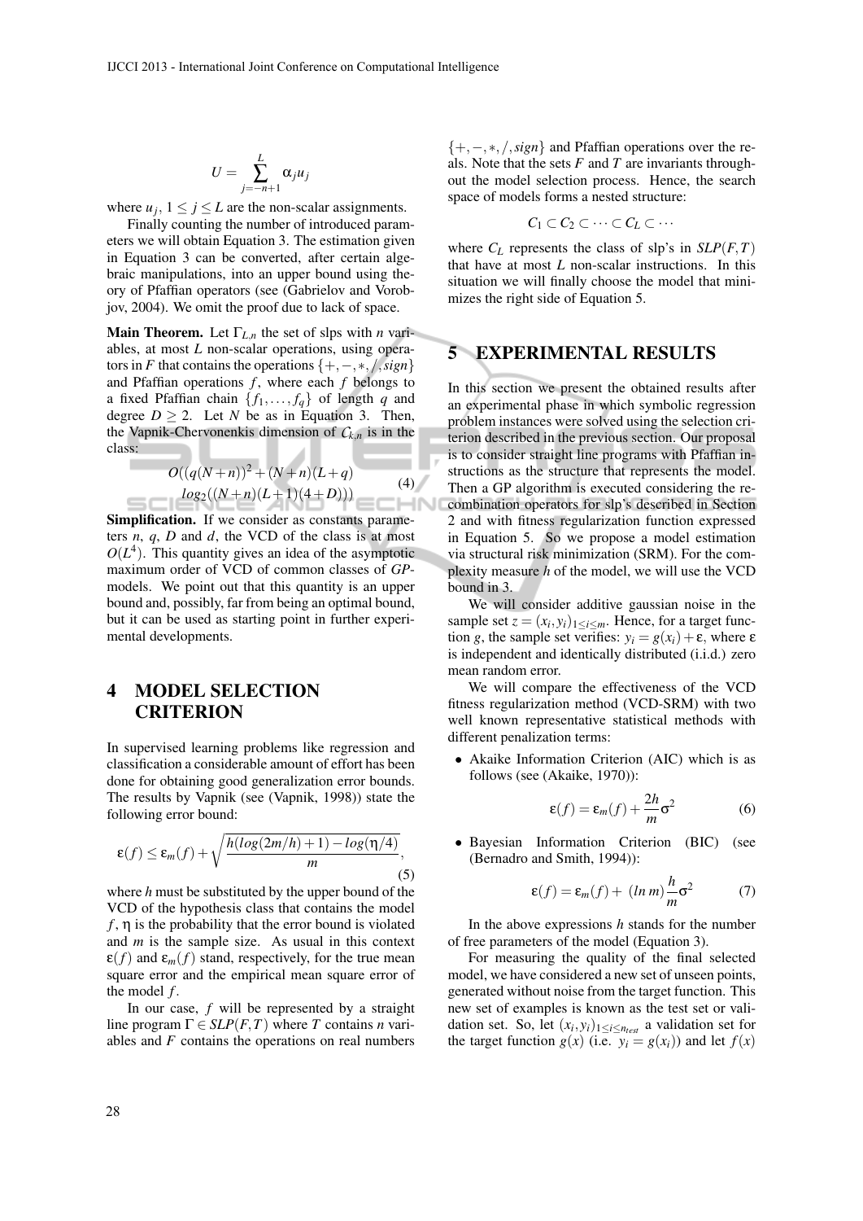$$U = \sum_{j=-n+1}^{L} \alpha_j u_j$$

where $u_j$, $1 \leq j \leq L$ are the non-scalar assignments.

Finally counting the number of introduced parameters we will obtain Equation 3. The estimation given in Equation 3 can be converted, after certain algebraic manipulations, into an upper bound using theory of Pfaffian operators (see (Gabrielov and Vorobjov, 2004). We omit the proof due to lack of space.

**Main Theorem.** Let $\Gamma_{L,n}$ the set of slps with $n$ variables, at most $L$ non-scalar operations, using operators in $F$ that contains the operations $\{+,-,*,/,sign\}$ and Pfaffian operations $f$, where each $f$ belongs to a fixed Pfaffian chain $\{f_1,\ldots,f_q\}$ of length $q$ and degree $D \geq 2$. Let $N$ be as in Equation 3. Then, the Vapnik-Chervonenkis dimension of $C_{k,n}$ is in the class:

$$O((q(N+n))^2 + (N+n)(L+q) \\ log_2((N+n)(L+1)(4+D))) \tag{4}$$

**Simplification.** If we consider as constants parameters $n$, $q$, $D$ and $d$, the VCD of the class is at most $O(L^4)$. This quantity gives an idea of the asymptotic maximum order of VCD of common classes of *GP*-models. We point out that this quantity is an upper bound and, possibly, far from being an optimal bound, but it can be used as starting point in further experimental developments.

# 4 MODEL SELECTION CRITERION

In supervised learning problems like regression and classification a considerable amount of effort has been done for obtaining good generalization error bounds. The results by Vapnik (see (Vapnik, 1998)) state the following error bound:

$$\varepsilon(f) \leq \varepsilon_m(f) + \sqrt{\frac{h(log(2m/h)+1) - log(\eta/4)}{m}}, \tag{5}$$

where $h$ must be substituted by the upper bound of the VCD of the hypothesis class that contains the model $f$, $\eta$ is the probability that the error bound is violated and $m$ is the sample size. As usual in this context $\varepsilon(f)$ and $\varepsilon_m(f)$ stand, respectively, for the true mean square error and the empirical mean square error of the model $f$.

In our case, $f$ will be represented by a straight line program $\Gamma \in SLP(F,T)$ where $T$ contains $n$ variables and $F$ contains the operations on real numbers $\{+,-,*,/,sign\}$ and Pfaffian operations over the reals. Note that the sets $F$ and $T$ are invariants throughout the model selection process. Hence, the search space of models forms a nested structure:

$$C_1 \subset C_2 \subset \cdots \subset C_L \subset \cdots$$

where $C_L$ represents the class of slp's in $SLP(F,T)$ that have at most $L$ non-scalar instructions. In this situation we will finally choose the model that minimizes the right side of Equation 5.

# 5 EXPERIMENTAL RESULTS

In this section we present the obtained results after an experimental phase in which symbolic regression problem instances were solved using the selection criterion described in the previous section. Our proposal is to consider straight line programs with Pfaffian instructions as the structure that represents the model. Then a GP algorithm is executed considering the recombination operators for slp's described in Section 2 and with fitness regularization function expressed in Equation 5. So we propose a model estimation via structural risk minimization (SRM). For the complexity measure $h$ of the model, we will use the VCD bound in 3.

We will consider additive gaussian noise in the sample set $z = (x_i, y_i)_{1 \leq i \leq m}$. Hence, for a target function $g$, the sample set verifies: $y_i = g(x_i) + \varepsilon$, where $\varepsilon$ is independent and identically distributed (i.i.d.) zero mean random error.

We will compare the effectiveness of the VCD fitness regularization method (VCD-SRM) with two well known representative statistical methods with different penalization terms:

- Akaike Information Criterion (AIC) which is as follows (see (Akaike, 1970)):

$$\varepsilon(f) = \varepsilon_m(f) + \frac{2h}{m}\sigma^2 \tag{6}$$

- Bayesian Information Criterion (BIC) (see (Bernadro and Smith, 1994)):

$$\varepsilon(f) = \varepsilon_m(f) + (ln\, m)\frac{h}{m}\sigma^2 \tag{7}$$

In the above expressions $h$ stands for the number of free parameters of the model (Equation 3).

For measuring the quality of the final selected model, we have considered a new set of unseen points, generated without noise from the target function. This new set of examples is known as the test set or validation set. So, let $(x_i, y_i)_{1 \leq i \leq n_{test}}$ a validation set for the target function $g(x)$ (i.e. $y_i = g(x_i)$) and let $f(x)$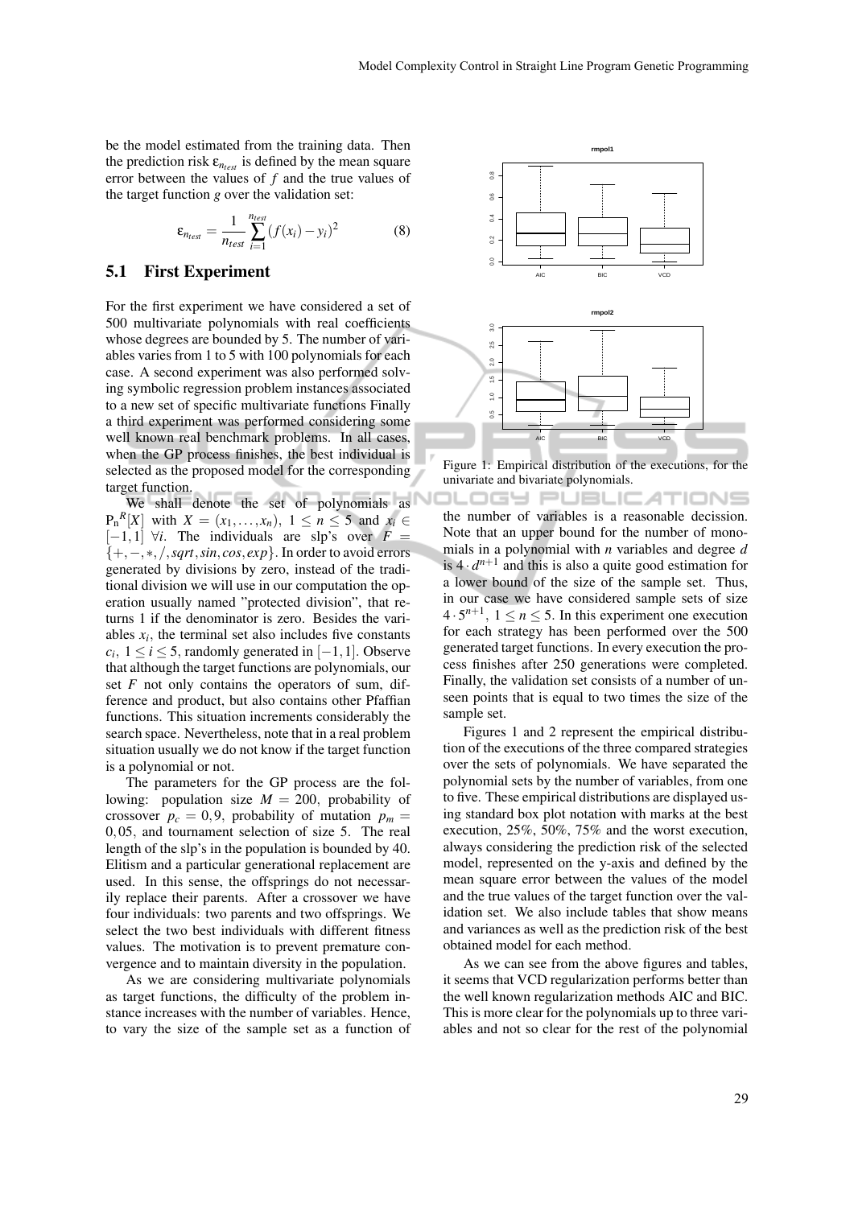be the model estimated from the training data. Then the prediction risk $\varepsilon_{n_{test}}$ is defined by the mean square error between the values of $f$ and the true values of the target function $g$ over the validation set:

$$\varepsilon_{n_{test}} = \frac{1}{n_{test}} \sum_{i=1}^{n_{test}} (f(x_i) - y_i)^2 \tag{8}$$

## 5.1 First Experiment

For the first experiment we have considered a set of 500 multivariate polynomials with real coefficients whose degrees are bounded by 5. The number of variables varies from 1 to 5 with 100 polynomials for each case. A second experiment was also performed solving symbolic regression problem instances associated to a new set of specific multivariate functions Finally a third experiment was performed considering some well known real benchmark problems. In all cases, when the GP process finishes, the best individual is selected as the proposed model for the corresponding target function.

We shall denote the set of polynomials as $\mathrm{P_n}^R[X]$ with $X = (x_1, \ldots, x_n)$, $1 \leq n \leq 5$ and $x_i \in [-1, 1]$ $\forall i$. The individuals are slp's over $F = \{+, -, *, /, sqrt, sin, cos, exp\}$. In order to avoid errors generated by divisions by zero, instead of the traditional division we will use in our computation the operation usually named "protected division", that returns 1 if the denominator is zero. Besides the variables $x_i$, the terminal set also includes five constants $c_i$, $1 \leq i \leq 5$, randomly generated in $[-1, 1]$. Observe that although the target functions are polynomials, our set $F$ not only contains the operators of sum, difference and product, but also contains other Pfaffian functions. This situation increments considerably the search space. Nevertheless, note that in a real problem situation usually we do not know if the target function is a polynomial or not.

The parameters for the GP process are the following: population size $M = 200$, probability of crossover $p_c = 0,9$, probability of mutation $p_m = 0,05$, and tournament selection of size 5. The real length of the slp's in the population is bounded by 40. Elitism and a particular generational replacement are used. In this sense, the offsprings do not necessarily replace their parents. After a crossover we have four individuals: two parents and two offsprings. We select the two best individuals with different fitness values. The motivation is to prevent premature convergence and to maintain diversity in the population.

As we are considering multivariate polynomials as target functions, the difficulty of the problem instance increases with the number of variables. Hence, to vary the size of the sample set as a function of the number of variables is a reasonable decission. Note that an upper bound for the number of monomials in a polynomial with $n$ variables and degree $d$ is $4 \cdot d^{n+1}$ and this is also a quite good estimation for a lower bound of the size of the sample set. Thus, in our case we have considered sample sets of size $4 \cdot 5^{n+1}$, $1 \leq n \leq 5$. In this experiment one execution for each strategy has been performed over the 500 generated target functions. In every execution the process finishes after 250 generations were completed. Finally, the validation set consists of a number of unseen points that is equal to two times the size of the sample set.

Figure 1: Empirical distribution of the executions, for the univariate and bivariate polynomials.

Figures 1 and 2 represent the empirical distribution of the executions of the three compared strategies over the sets of polynomials. We have separated the polynomial sets by the number of variables, from one to five. These empirical distributions are displayed using standard box plot notation with marks at the best execution, 25%, 50%, 75% and the worst execution, always considering the prediction risk of the selected model, represented on the y-axis and defined by the mean square error between the values of the model and the true values of the target function over the validation set. We also include tables that show means and variances as well as the prediction risk of the best obtained model for each method.

As we can see from the above figures and tables, it seems that VCD regularization performs better than the well known regularization methods AIC and BIC. This is more clear for the polynomials up to three variables and not so clear for the rest of the polynomial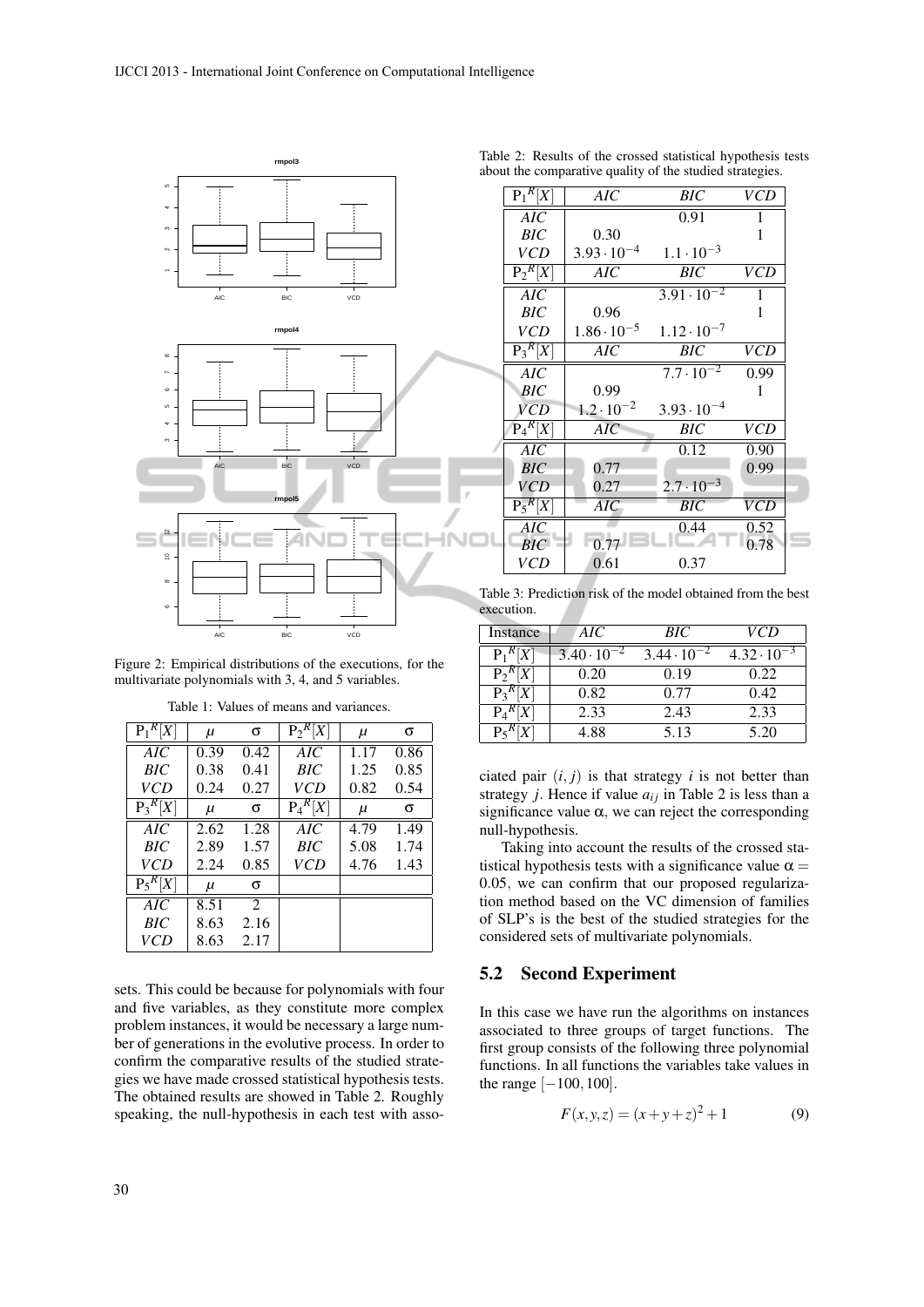Figure 2: Empirical distributions of the executions, for the multivariate polynomials with 3, 4, and 5 variables.

Table 1: Values of means and variances.

| $P_1{}^R[X]$ | $\mu$ | $\sigma$ | $P_2{}^R[X]$ | $\mu$ | $\sigma$ |
|---|---|---|---|---|---|
| *AIC* | 0.39 | 0.42 | *AIC* | 1.17 | 0.86 |
| *BIC* | 0.38 | 0.41 | *BIC* | 1.25 | 0.85 |
| *VCD* | 0.24 | 0.27 | *VCD* | 0.82 | 0.54 |
| $P_3{}^R[X]$ | $\mu$ | $\sigma$ | $P_4{}^R[X]$ | $\mu$ | $\sigma$ |
| *AIC* | 2.62 | 1.28 | *AIC* | 4.79 | 1.49 |
| *BIC* | 2.89 | 1.57 | *BIC* | 5.08 | 1.74 |
| *VCD* | 2.24 | 0.85 | *VCD* | 4.76 | 1.43 |
| $P_5{}^R[X]$ | $\mu$ | $\sigma$ | | | |
| *AIC* | 8.51 | 2 | | | |
| *BIC* | 8.63 | 2.16 | | | |
| *VCD* | 8.63 | 2.17 | | | |

sets. This could be because for polynomials with four and five variables, as they constitute more complex problem instances, it would be necessary a large number of generations in the evolutive process. In order to confirm the comparative results of the studied strategies we have made crossed statistical hypothesis tests. The obtained results are showed in Table 2. Roughly speaking, the null-hypothesis in each test with associated pair $(i, j)$ is that strategy $i$ is not better than strategy $j$. Hence if value $a_{ij}$ in Table 2 is less than a significance value $\alpha$, we can reject the corresponding null-hypothesis.

Table 2: Results of the crossed statistical hypothesis tests about the comparative quality of the studied strategies.

| $P_1{}^R[X]$ | *AIC* | *BIC* | *VCD* |
|---|---|---|---|
| *AIC* | | 0.91 | 1 |
| *BIC* | 0.30 | | 1 |
| *VCD* | $3.93 \cdot 10^{-4}$ | $1.1 \cdot 10^{-3}$ | |
| $P_2{}^R[X]$ | *AIC* | *BIC* | *VCD* |
| *AIC* | | $3.91 \cdot 10^{-2}$ | 1 |
| *BIC* | 0.96 | | 1 |
| *VCD* | $1.86 \cdot 10^{-5}$ | $1.12 \cdot 10^{-7}$ | |
| $P_3{}^R[X]$ | *AIC* | *BIC* | *VCD* |
| *AIC* | | $7.7 \cdot 10^{-2}$ | 0.99 |
| *BIC* | 0.99 | | 1 |
| *VCD* | $1.2 \cdot 10^{-2}$ | $3.93 \cdot 10^{-4}$ | |
| $P_4{}^R[X]$ | *AIC* | *BIC* | *VCD* |
| *AIC* | | 0.12 | 0.90 |
| *BIC* | 0.77 | | 0.99 |
| *VCD* | 0.27 | $2.7 \cdot 10^{-3}$ | |
| $P_5{}^R[X]$ | *AIC* | *BIC* | *VCD* |
| *AIC* | | 0.44 | 0.52 |
| *BIC* | 0.77 | | 0.78 |
| *VCD* | 0.61 | 0.37 | |

Table 3: Prediction risk of the model obtained from the best execution.

| Instance | *AIC* | *BIC* | *VCD* |
|---|---|---|---|
| $P_1{}^R[X]$ | $3.40 \cdot 10^{-2}$ | $3.44 \cdot 10^{-2}$ | $4.32 \cdot 10^{-3}$ |
| $P_2{}^R[X]$ | 0.20 | 0.19 | 0.22 |
| $P_3{}^R[X]$ | 0.82 | 0.77 | 0.42 |
| $P_4{}^R[X]$ | 2.33 | 2.43 | 2.33 |
| $P_5{}^R[X]$ | 4.88 | 5.13 | 5.20 |

Taking into account the results of the crossed statistical hypothesis tests with a significance value $\alpha = 0.05$, we can confirm that our proposed regularization method based on the VC dimension of families of SLP's is the best of the studied strategies for the considered sets of multivariate polynomials.

## 5.2 Second Experiment

In this case we have run the algorithms on instances associated to three groups of target functions. The first group consists of the following three polynomial functions. In all functions the variables take values in the range $[-100, 100]$.

$$F(x, y, z) = (x + y + z)^2 + 1 \tag{9}$$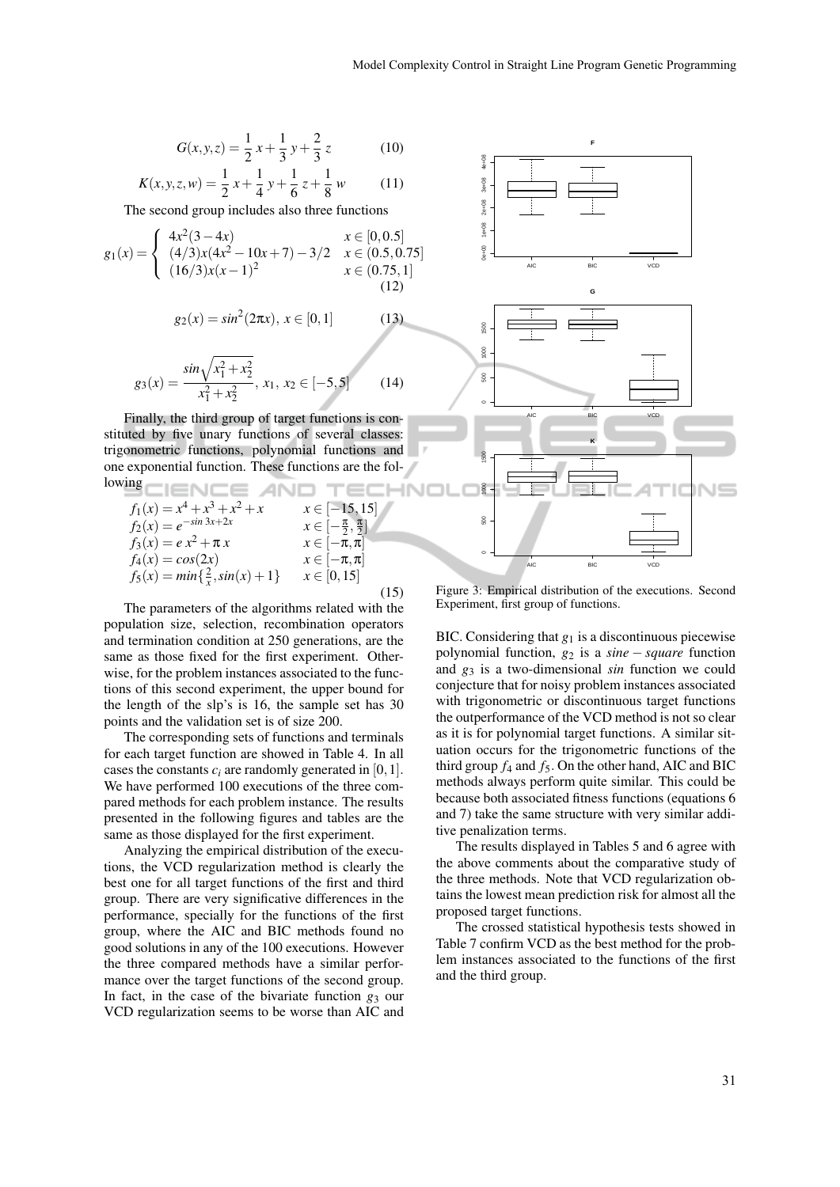$$G(x,y,z) = \frac{1}{2}\,x + \frac{1}{3}\,y + \frac{2}{3}\,z \tag{10}$$

$$K(x,y,z,w) = \frac{1}{2}\,x + \frac{1}{4}\,y + \frac{1}{6}\,z + \frac{1}{8}\,w \tag{11}$$

The second group includes also three functions

$$g_1(x) = \begin{cases} 4x^2(3-4x) & x \in [0,0.5] \\ (4/3)x(4x^2-10x+7)-3/2 & x \in (0.5,0.75] \\ (16/3)x(x-1)^2 & x \in (0.75,1] \end{cases} \tag{12}$$

$$g_2(x) = sin^2(2\pi x),\; x \in [0,1] \tag{13}$$

$$g_3(x) = \frac{sin\sqrt{x_1^2+x_2^2}}{x_1^2+x_2^2},\; x_1,\; x_2 \in [-5,5] \tag{14}$$

Finally, the third group of target functions is constituted by five unary functions of several classes: trigonometric functions, polynomial functions and one exponential function. These functions are the following

$$\begin{array}{ll} f_1(x) = x^4+x^3+x^2+x & x \in [-15,15] \\ f_2(x) = e^{-sin\,3x+2x} & x \in [-\frac{\pi}{2},\frac{\pi}{2}] \\ f_3(x) = e\,x^2+\pi\,x & x \in [-\pi,\pi] \\ f_4(x) = cos(2x) & x \in [-\pi,\pi] \\ f_5(x) = min\{\frac{2}{x}, sin(x)+1\} & x \in [0,15] \end{array} \tag{15}$$

The parameters of the algorithms related with the population size, selection, recombination operators and termination condition at 250 generations, are the same as those fixed for the first experiment. Otherwise, for the problem instances associated to the functions of this second experiment, the upper bound for the length of the slp's is 16, the sample set has 30 points and the validation set is of size 200.

The corresponding sets of functions and terminals for each target function are showed in Table 4. In all cases the constants $c_i$ are randomly generated in $[0,1]$. We have performed 100 executions of the three compared methods for each problem instance. The results presented in the following figures and tables are the same as those displayed for the first experiment.

Analyzing the empirical distribution of the executions, the VCD regularization method is clearly the best one for all target functions of the first and third group. There are very significative differences in the performance, specially for the functions of the first group, where the AIC and BIC methods found no good solutions in any of the 100 executions. However the three compared methods have a similar performance over the target functions of the second group. In fact, in the case of the bivariate function $g_3$ our VCD regularization seems to be worse than AIC and BIC. Considering that $g_1$ is a discontinuous piecewise polynomial function, $g_2$ is a *sine* − *square* function and $g_3$ is a two-dimensional *sin* function we could conjecture that for noisy problem instances associated with trigonometric or discontinuous target functions the outperformance of the VCD method is not so clear as it is for polynomial target functions. A similar situation occurs for the trigonometric functions of the third group $f_4$ and $f_5$. On the other hand, AIC and BIC methods always perform quite similar. This could be because both associated fitness functions (equations 6 and 7) take the same structure with very similar additive penalization terms.

Figure 3: Empirical distribution of the executions. Second Experiment, first group of functions.

The results displayed in Tables 5 and 6 agree with the above comments about the comparative study of the three methods. Note that VCD regularization obtains the lowest mean prediction risk for almost all the proposed target functions.

The crossed statistical hypothesis tests showed in Table 7 confirm VCD as the best method for the problem instances associated to the functions of the first and the third group.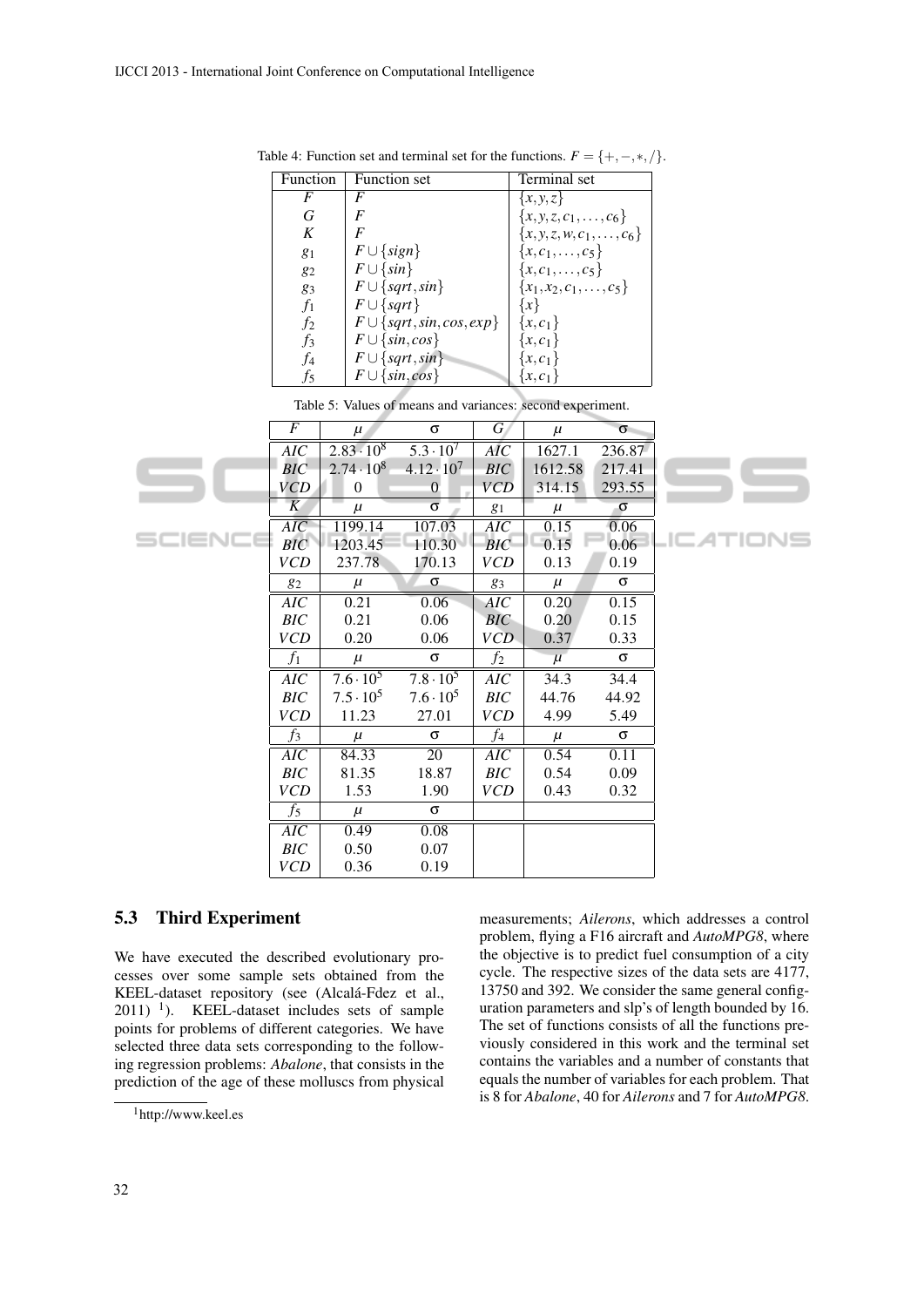Table 4: Function set and terminal set for the functions. $F = \{+, -, *, /\}$.

| Function | Function set | Terminal set |
|---|---|---|
| $F$ | $F$ | $\{x, y, z\}$ |
| $G$ | $F$ | $\{x, y, z, c_1, \ldots, c_6\}$ |
| $K$ | $F$ | $\{x, y, z, w, c_1, \ldots, c_6\}$ |
| $g_1$ | $F \cup \{sign\}$ | $\{x, c_1, \ldots, c_5\}$ |
| $g_2$ | $F \cup \{sin\}$ | $\{x, c_1, \ldots, c_5\}$ |
| $g_3$ | $F \cup \{sqrt, sin\}$ | $\{x_1, x_2, c_1, \ldots, c_5\}$ |
| $f_1$ | $F \cup \{sqrt\}$ | $\{x\}$ |
| $f_2$ | $F \cup \{sqrt, sin, cos, exp\}$ | $\{x, c_1\}$ |
| $f_3$ | $F \cup \{sin, cos\}$ | $\{x, c_1\}$ |
| $f_4$ | $F \cup \{sqrt, sin\}$ | $\{x, c_1\}$ |
| $f_5$ | $F \cup \{sin, cos\}$ | $\{x, c_1\}$ |

Table 5: Values of means and variances: second experiment.

| $F$ | $\mu$ | $\sigma$ | $G$ | $\mu$ | $\sigma$ |
|---|---|---|---|---|---|
| *AIC* | $2.83 \cdot 10^8$ | $5.3 \cdot 10^7$ | *AIC* | 1627.1 | 236.87 |
| *BIC* | $2.74 \cdot 10^8$ | $4.12 \cdot 10^7$ | *BIC* | 1612.58 | 217.41 |
| *VCD* | 0 | 0 | *VCD* | 314.15 | 293.55 |
| $K$ | $\mu$ | $\sigma$ | $g_1$ | $\mu$ | $\sigma$ |
| *AIC* | 1199.14 | 107.03 | *AIC* | 0.15 | 0.06 |
| *BIC* | 1203.45 | 110.30 | *BIC* | 0.15 | 0.06 |
| *VCD* | 237.78 | 170.13 | *VCD* | 0.13 | 0.19 |
| $g_2$ | $\mu$ | $\sigma$ | $g_3$ | $\mu$ | $\sigma$ |
| *AIC* | 0.21 | 0.06 | *AIC* | 0.20 | 0.15 |
| *BIC* | 0.21 | 0.06 | *BIC* | 0.20 | 0.15 |
| *VCD* | 0.20 | 0.06 | *VCD* | 0.37 | 0.33 |
| $f_1$ | $\mu$ | $\sigma$ | $f_2$ | $\mu$ | $\sigma$ |
| *AIC* | $7.6 \cdot 10^5$ | $7.8 \cdot 10^5$ | *AIC* | 34.3 | 34.4 |
| *BIC* | $7.5 \cdot 10^5$ | $7.6 \cdot 10^5$ | *BIC* | 44.76 | 44.92 |
| *VCD* | 11.23 | 27.01 | *VCD* | 4.99 | 5.49 |
| $f_3$ | $\mu$ | $\sigma$ | $f_4$ | $\mu$ | $\sigma$ |
| *AIC* | 84.33 | 20 | *AIC* | 0.54 | 0.11 |
| *BIC* | 81.35 | 18.87 | *BIC* | 0.54 | 0.09 |
| *VCD* | 1.53 | 1.90 | *VCD* | 0.43 | 0.32 |
| $f_5$ | $\mu$ | $\sigma$ | | | |
| *AIC* | 0.49 | 0.08 | | | |
| *BIC* | 0.50 | 0.07 | | | |
| *VCD* | 0.36 | 0.19 | | | |

### 5.3 Third Experiment

We have executed the described evolutionary processes over some sample sets obtained from the KEEL-dataset repository (see (Alcalá-Fdez et al., 2011) [1]). KEEL-dataset includes sets of sample points for problems of different categories. We have selected three data sets corresponding to the following regression problems: *Abalone*, that consists in the prediction of the age of these molluscs from physical measurements; *Ailerons*, which addresses a control problem, flying a F16 aircraft and *AutoMPG8*, where the objective is to predict fuel consumption of a city cycle. The respective sizes of the data sets are 4177, 13750 and 392. We consider the same general configuration parameters and slp's of length bounded by 16. The set of functions consists of all the functions previously considered in this work and the terminal set contains the variables and a number of constants that equals the number of variables for each problem. That is 8 for *Abalone*, 40 for *Ailerons* and 7 for *AutoMPG8*.

[1] http://www.keel.es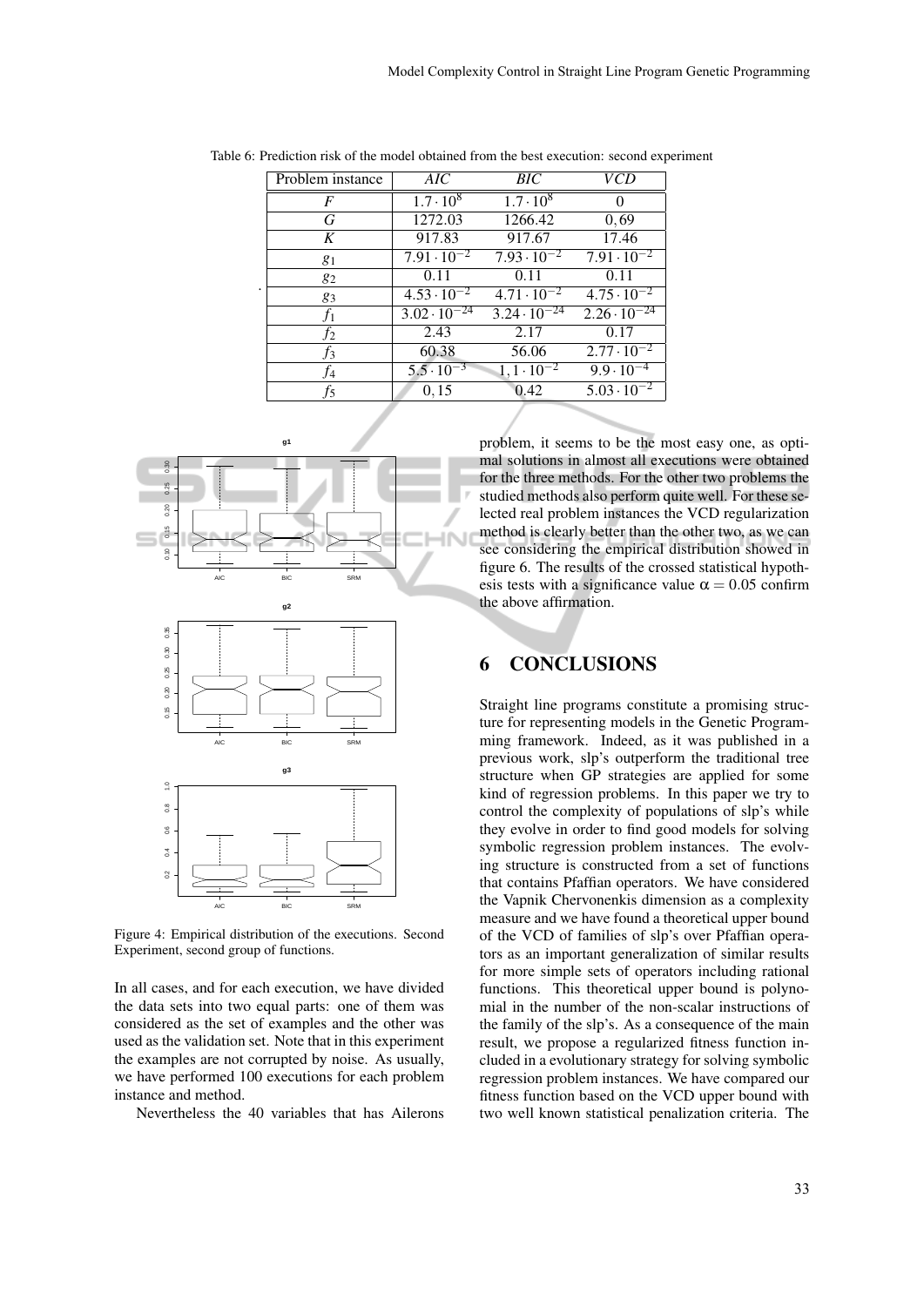Table 6: Prediction risk of the model obtained from the best execution: second experiment

| Problem instance | $AIC$ | $BIC$ | $VCD$ |
|---|---|---|---|
| $F$ | $1.7 \cdot 10^{8}$ | $1.7 \cdot 10^{8}$ | 0 |
| $G$ | 1272.03 | 1266.42 | 0,69 |
| $K$ | 917.83 | 917.67 | 17.46 |
| $g_1$ | $7.91 \cdot 10^{-2}$ | $7.93 \cdot 10^{-2}$ | $7.91 \cdot 10^{-2}$ |
| $g_2$ | 0.11 | 0.11 | 0.11 |
| $g_3$ | $4.53 \cdot 10^{-2}$ | $4.71 \cdot 10^{-2}$ | $4.75 \cdot 10^{-2}$ |
| $f_1$ | $3.02 \cdot 10^{-24}$ | $3.24 \cdot 10^{-24}$ | $2.26 \cdot 10^{-24}$ |
| $f_2$ | 2.43 | 2.17 | 0.17 |
| $f_3$ | 60.38 | 56.06 | $2.77 \cdot 10^{-2}$ |
| $f_4$ | $5.5 \cdot 10^{-3}$ | $1,1 \cdot 10^{-2}$ | $9.9 \cdot 10^{-4}$ |
| $f_5$ | 0,15 | 0.42 | $5.03 \cdot 10^{-2}$ |

Figure 4: Empirical distribution of the executions. Second Experiment, second group of functions.

In all cases, and for each execution, we have divided the data sets into two equal parts: one of them was considered as the set of examples and the other was used as the validation set. Note that in this experiment the examples are not corrupted by noise. As usually, we have performed 100 executions for each problem instance and method.

Nevertheless the 40 variables that has Ailerons problem, it seems to be the most easy one, as optimal solutions in almost all executions were obtained for the three methods. For the other two problems the studied methods also perform quite well. For these selected real problem instances the VCD regularization method is clearly better than the other two, as we can see considering the empirical distribution showed in figure 6. The results of the crossed statistical hypothesis tests with a significance value $\alpha = 0.05$ confirm the above affirmation.

## 6 CONCLUSIONS

Straight line programs constitute a promising structure for representing models in the Genetic Programming framework. Indeed, as it was published in a previous work, slp's outperform the traditional tree structure when GP strategies are applied for some kind of regression problems. In this paper we try to control the complexity of populations of slp's while they evolve in order to find good models for solving symbolic regression problem instances. The evolving structure is constructed from a set of functions that contains Pfaffian operators. We have considered the Vapnik Chervonenkis dimension as a complexity measure and we have found a theoretical upper bound of the VCD of families of slp's over Pfaffian operators as an important generalization of similar results for more simple sets of operators including rational functions. This theoretical upper bound is polynomial in the number of the non-scalar instructions of the family of the slp's. As a consequence of the main result, we propose a regularized fitness function included in a evolutionary strategy for solving symbolic regression problem instances. We have compared our fitness function based on the VCD upper bound with two well known statistical penalization criteria. The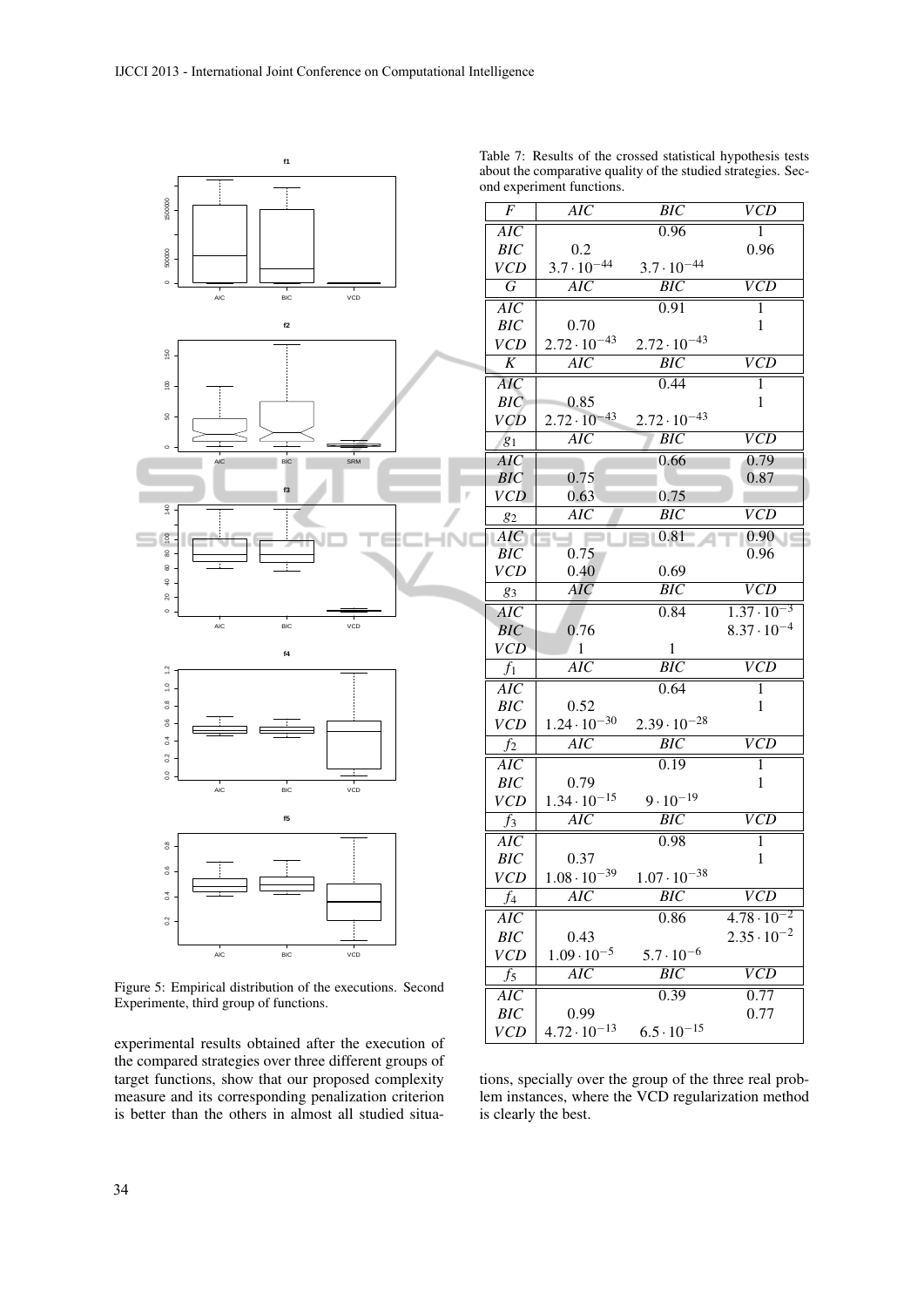Figure 5: Empirical distribution of the executions. Second Experimente, third group of functions.

Table 7: Results of the crossed statistical hypothesis tests about the comparative quality of the studied strategies. Second experiment functions.

| $F$ | $AIC$ | $BIC$ | $VCD$ |
|---|---|---|---|
| $AIC$ | | 0.96 | 1 |
| $BIC$ | 0.2 | | 0.96 |
| $VCD$ | $3.7\cdot10^{-44}$ | $3.7\cdot10^{-44}$ | |
| $G$ | $AIC$ | $BIC$ | $VCD$ |
| $AIC$ | | 0.91 | 1 |
| $BIC$ | 0.70 | | 1 |
| $VCD$ | $2.72\cdot10^{-43}$ | $2.72\cdot10^{-43}$ | |
| $K$ | $AIC$ | $BIC$ | $VCD$ |
| $AIC$ | | 0.44 | 1 |
| $BIC$ | 0.85 | | 1 |
| $VCD$ | $2.72\cdot10^{-43}$ | $2.72\cdot10^{-43}$ | |
| $g_1$ | $AIC$ | $BIC$ | $VCD$ |
| $AIC$ | | 0.66 | 0.79 |
| $BIC$ | 0.75 | | 0.87 |
| $VCD$ | 0.63 | 0.75 | |
| $g_2$ | $AIC$ | $BIC$ | $VCD$ |
| $AIC$ | | 0.81 | 0.90 |
| $BIC$ | 0.75 | | 0.96 |
| $VCD$ | 0.40 | 0.69 | |
| $g_3$ | $AIC$ | $BIC$ | $VCD$ |
| $AIC$ | | 0.84 | $1.37\cdot10^{-3}$ |
| $BIC$ | 0.76 | | $8.37\cdot10^{-4}$ |
| $VCD$ | 1 | 1 | |
| $f_1$ | $AIC$ | $BIC$ | $VCD$ |
| $AIC$ | | 0.64 | 1 |
| $BIC$ | 0.52 | | 1 |
| $VCD$ | $1.24\cdot10^{-30}$ | $2.39\cdot10^{-28}$ | |
| $f_2$ | $AIC$ | $BIC$ | $VCD$ |
| $AIC$ | | 0.19 | 1 |
| $BIC$ | 0.79 | | 1 |
| $VCD$ | $1.34\cdot10^{-15}$ | $9\cdot10^{-19}$ | |
| $f_3$ | $AIC$ | $BIC$ | $VCD$ |
| $AIC$ | | 0.98 | 1 |
| $BIC$ | 0.37 | | 1 |
| $VCD$ | $1.08\cdot10^{-39}$ | $1.07\cdot10^{-38}$ | |
| $f_4$ | $AIC$ | $BIC$ | $VCD$ |
| $AIC$ | | 0.86 | $4.78\cdot10^{-2}$ |
| $BIC$ | 0.43 | | $2.35\cdot10^{-2}$ |
| $VCD$ | $1.09\cdot10^{-5}$ | $5.7\cdot10^{-6}$ | |
| $f_5$ | $AIC$ | $BIC$ | $VCD$ |
| $AIC$ | | 0.39 | 0.77 |
| $BIC$ | 0.99 | | 0.77 |
| $VCD$ | $4.72\cdot10^{-13}$ | $6.5\cdot10^{-15}$ | |

experimental results obtained after the execution of the compared strategies over three different groups of target functions, show that our proposed complexity measure and its corresponding penalization criterion is better than the others in almost all studied situations, specially over the group of the three real problem instances, where the VCD regularization method is clearly the best.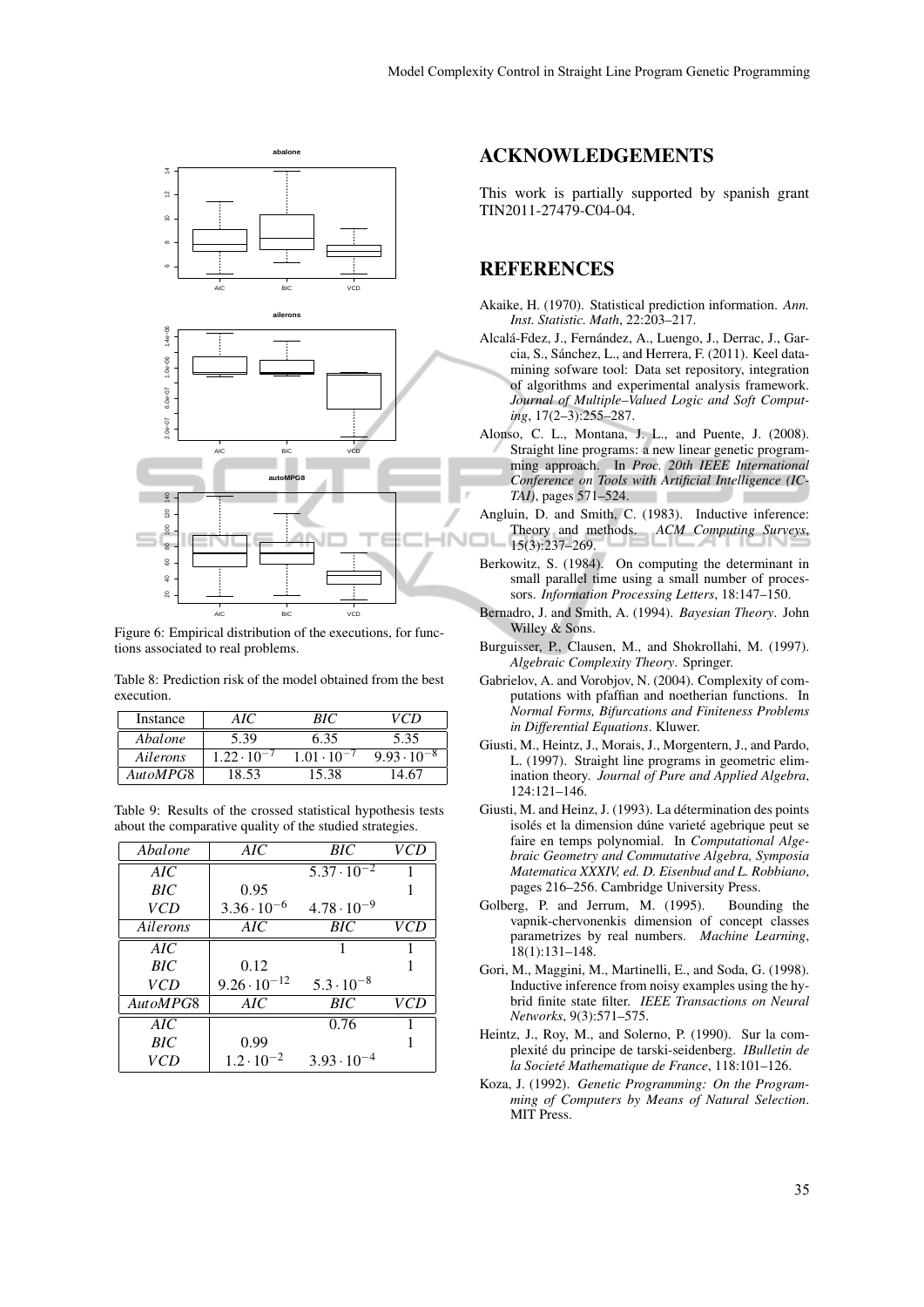Figure 6: Empirical distribution of the executions, for functions associated to real problems.

Table 8: Prediction risk of the model obtained from the best execution.

| Instance | *AIC* | *BIC* | *VCD* |
|---|---|---|---|
| *Abalone* | 5.39 | 6.35 | 5.35 |
| *Ailerons* | $1.22 \cdot 10^{-7}$ | $1.01 \cdot 10^{-7}$ | $9.93 \cdot 10^{-8}$ |
| *AutoMPG8* | 18.53 | 15.38 | 14.67 |

Table 9: Results of the crossed statistical hypothesis tests about the comparative quality of the studied strategies.

| *Abalone* | *AIC* | *BIC* | *VCD* |
|---|---|---|---|
| *AIC* | | $5.37 \cdot 10^{-2}$ | 1 |
| *BIC* | 0.95 | | 1 |
| *VCD* | $3.36 \cdot 10^{-6}$ | $4.78 \cdot 10^{-9}$ | |
| *Ailerons* | *AIC* | *BIC* | *VCD* |
| *AIC* | | 1 | 1 |
| *BIC* | 0.12 | | 1 |
| *VCD* | $9.26 \cdot 10^{-12}$ | $5.3 \cdot 10^{-8}$ | |
| *AutoMPG8* | *AIC* | *BIC* | *VCD* |
| *AIC* | | 0.76 | 1 |
| *BIC* | 0.99 | | 1 |
| *VCD* | $1.2 \cdot 10^{-2}$ | $3.93 \cdot 10^{-4}$ | |

## ACKNOWLEDGEMENTS

This work is partially supported by spanish grant TIN2011-27479-C04-04.

## REFERENCES

Akaike, H. (1970). Statistical prediction information. *Ann. Inst. Statistic. Math*, 22:203–217.

Alcalá-Fdez, J., Fernández, A., Luengo, J., Derrac, J., Garcia, S., Sánchez, L., and Herrera, F. (2011). Keel datamining sofware tool: Data set repository, integration of algorithms and experimental analysis framework. *Journal of Multiple–Valued Logic and Soft Computing*, 17(2–3):255–287.

Alonso, C. L., Montana, J. L., and Puente, J. (2008). Straight line programs: a new linear genetic programming approach. In *Proc. 20th IEEE International Conference on Tools with Artificial Intelligence (ICTAI)*, pages 571–524.

Angluin, D. and Smith, C. (1983). Inductive inference: Theory and methods. *ACM Computing Surveys*, 15(3):237–269.

Berkowitz, S. (1984). On computing the determinant in small parallel time using a small number of processors. *Information Processing Letters*, 18:147–150.

Bernadro, J. and Smith, A. (1994). *Bayesian Theory*. John Willey & Sons.

Burguisser, P., Clausen, M., and Shokrollahi, M. (1997). *Algebraic Complexity Theory*. Springer.

Gabrielov, A. and Vorobjov, N. (2004). Complexity of computations with pfaffian and noetherian functions. In *Normal Forms, Bifurcations and Finiteness Problems in Differential Equations*. Kluwer.

Giusti, M., Heintz, J., Morais, J., Morgentern, J., and Pardo, L. (1997). Straight line programs in geometric elimination theory. *Journal of Pure and Applied Algebra*, 124:121–146.

Giusti, M. and Heinz, J. (1993). La détermination des points isolés et la dimension dúne varieté agebrique peut se faire en temps polynomial. In *Computational Algebraic Geometry and Commutative Algebra, Symposia Matematica XXXIV, ed. D. Eisenbud and L. Robbiano*, pages 216–256. Cambridge University Press.

Golberg, P. and Jerrum, M. (1995). Bounding the vapnik-chervonenkis dimension of concept classes parametrizes by real numbers. *Machine Learning*, 18(1):131–148.

Gori, M., Maggini, M., Martinelli, E., and Soda, G. (1998). Inductive inference from noisy examples using the hybrid finite state filter. *IEEE Transactions on Neural Networks*, 9(3):571–575.

Heintz, J., Roy, M., and Solerno, P. (1990). Sur la complexité du principe de tarski-seidenberg. *IBulletin de la Societé Mathematique de France*, 118:101–126.

Koza, J. (1992). *Genetic Programming: On the Programming of Computers by Means of Natural Selection*. MIT Press.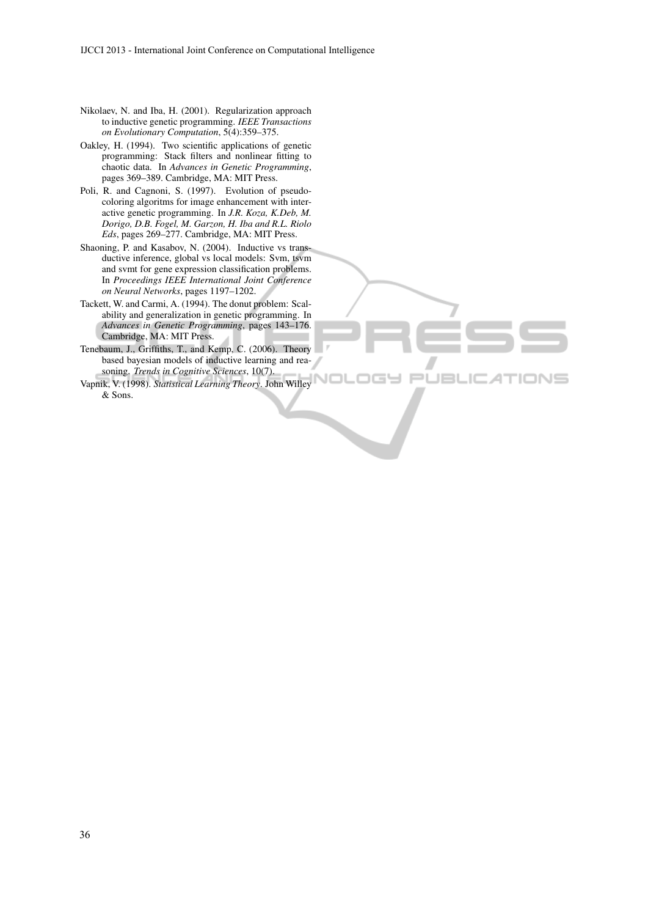Nikolaev, N. and Iba, H. (2001). Regularization approach to inductive genetic programming. *IEEE Transactions on Evolutionary Computation*, 5(4):359–375.

Oakley, H. (1994). Two scientific applications of genetic programming: Stack filters and nonlinear fitting to chaotic data. In *Advances in Genetic Programming*, pages 369–389. Cambridge, MA: MIT Press.

Poli, R. and Cagnoni, S. (1997). Evolution of pseudo-coloring algoritms for image enhancement with interactive genetic programming. In *J.R. Koza, K.Deb, M. Dorigo, D.B. Fogel, M. Garzon, H. Iba and R.L. Riolo Eds*, pages 269–277. Cambridge, MA: MIT Press.

Shaoning, P. and Kasabov, N. (2004). Inductive vs transductive inference, global vs local models: Svm, tsvm and svmt for gene expression classification problems. In *Proceedings IEEE International Joint Conference on Neural Networks*, pages 1197–1202.

Tackett, W. and Carmi, A. (1994). The donut problem: Scalability and generalization in genetic programming. In *Advances in Genetic Programming*, pages 143–176. Cambridge, MA: MIT Press.

Tenebaum, J., Griffiths, T., and Kemp, C. (2006). Theory based bayesian models of inductive learning and reasoning. *Trends in Cognitive Sciences*, 10(7).

Vapnik, V. (1998). *Statistical Learning Theory*. John Willey & Sons.